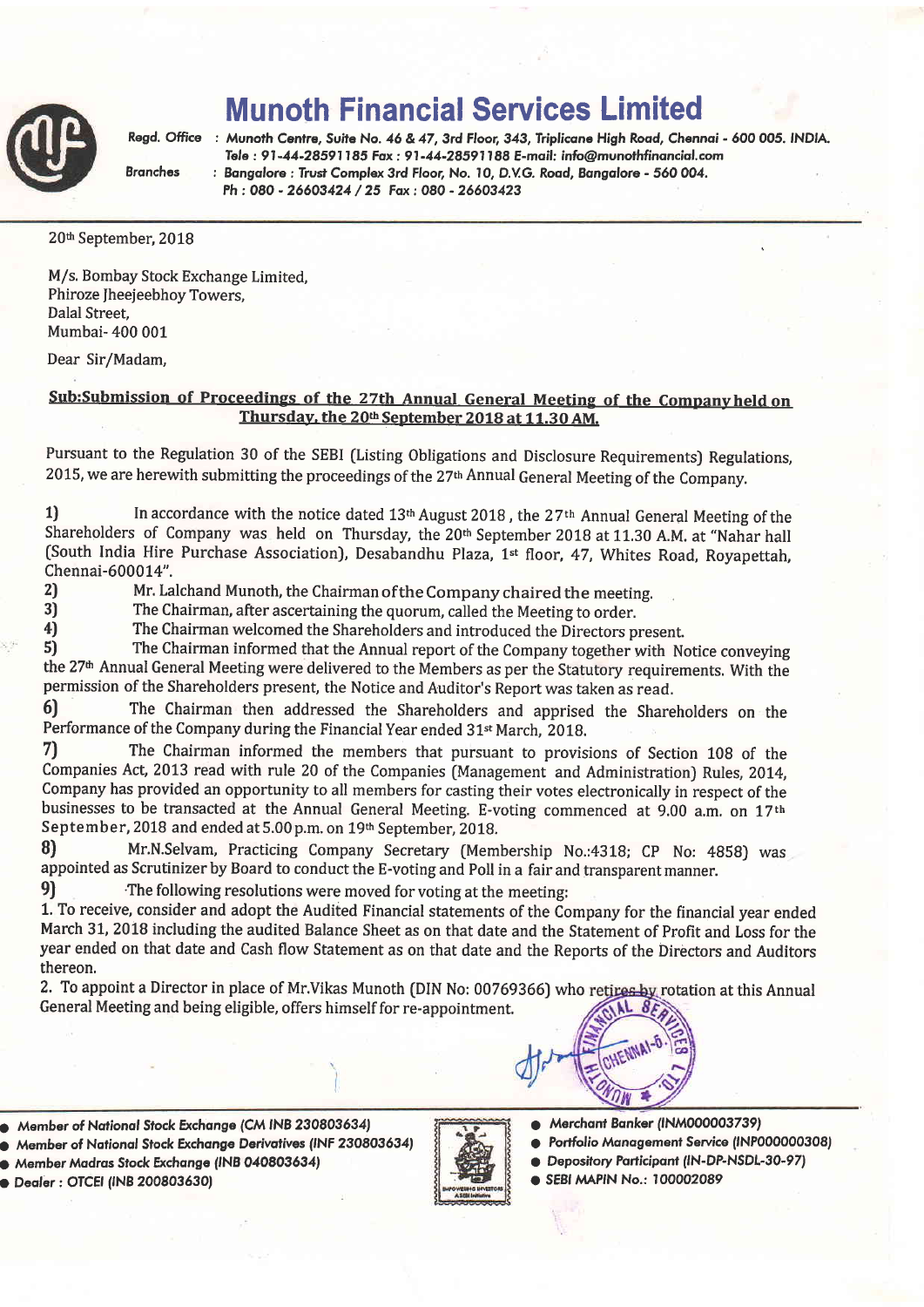# Munoth Financial Services Limited

Regd. Office : Munoth Centre, Suite No. 46 & 47, 3rd Floor, 343, Triplicane High Road, Chennai - 600 005. INDIA.
Tele : 91-44-28591185 Fax : 91-44-28591188 E-mail: info@munothfinancial.com

Branches : Bangalore : Trust Complex 3rd Floor, No. 10, D.V.G. Road, Bangalore - 560 004.
Ph : 080 - 26603424 / 25 Fax : 080 - 26603423

20th September, 2018

M/s. Bombay Stock Exchange Limited,
Phiroze Jheejeebhoy Towers,
Dalal Street,
Mumbai- 400 001

Dear Sir/Madam,

**Sub:Submission of Proceedings of the 27th Annual General Meeting of the Company held on Thursday, the 20th September 2018 at 11.30 AM.**

Pursuant to the Regulation 30 of the SEBI (Listing Obligations and Disclosure Requirements) Regulations, 2015, we are herewith submitting the proceedings of the 27th Annual General Meeting of the Company.

1) In accordance with the notice dated 13th August 2018 , the 27th Annual General Meeting of the Shareholders of Company was held on Thursday, the 20th September 2018 at 11.30 A.M. at "Nahar hall (South India Hire Purchase Association), Desabandhu Plaza, 1st floor, 47, Whites Road, Royapettah, Chennai-600014".

2) Mr. Lalchand Munoth, the Chairman of the Company chaired the meeting.

3) The Chairman, after ascertaining the quorum, called the Meeting to order.

4) The Chairman welcomed the Shareholders and introduced the Directors present.

5) The Chairman informed that the Annual report of the Company together with Notice conveying the 27th Annual General Meeting were delivered to the Members as per the Statutory requirements. With the permission of the Shareholders present, the Notice and Auditor's Report was taken as read.

6) The Chairman then addressed the Shareholders and apprised the Shareholders on the Performance of the Company during the Financial Year ended 31st March, 2018.

7) The Chairman informed the members that pursuant to provisions of Section 108 of the Companies Act, 2013 read with rule 20 of the Companies (Management and Administration) Rules, 2014, Company has provided an opportunity to all members for casting their votes electronically in respect of the businesses to be transacted at the Annual General Meeting. E-voting commenced at 9.00 a.m. on 17th September, 2018 and ended at 5.00 p.m. on 19th September, 2018.

8) Mr.N.Selvam, Practicing Company Secretary (Membership No.:4318; CP No: 4858) was appointed as Scrutinizer by Board to conduct the E-voting and Poll in a fair and transparent manner.

9) The following resolutions were moved for voting at the meeting:

1. To receive, consider and adopt the Audited Financial statements of the Company for the financial year ended March 31, 2018 including the audited Balance Sheet as on that date and the Statement of Profit and Loss for the year ended on that date and Cash flow Statement as on that date and the Reports of the Directors and Auditors thereon.

2. To appoint a Director in place of Mr.Vikas Munoth (DIN No: 00769366) who retires by rotation at this Annual General Meeting and being eligible, offers himself for re-appointment.

- Member of National Stock Exchange (CM INB 230803634)
- Member of National Stock Exchange Derivatives (INF 230803634)
- Member Madras Stock Exchange (INB 040803634)
- Dealer : OTCEI (INB 200803630)
- Merchant Banker (INM000003739)
- Portfolio Management Service (INP000000308)
- Depository Participant (IN-DP-NSDL-30-97)
- SEBI MAPIN No.: 100002089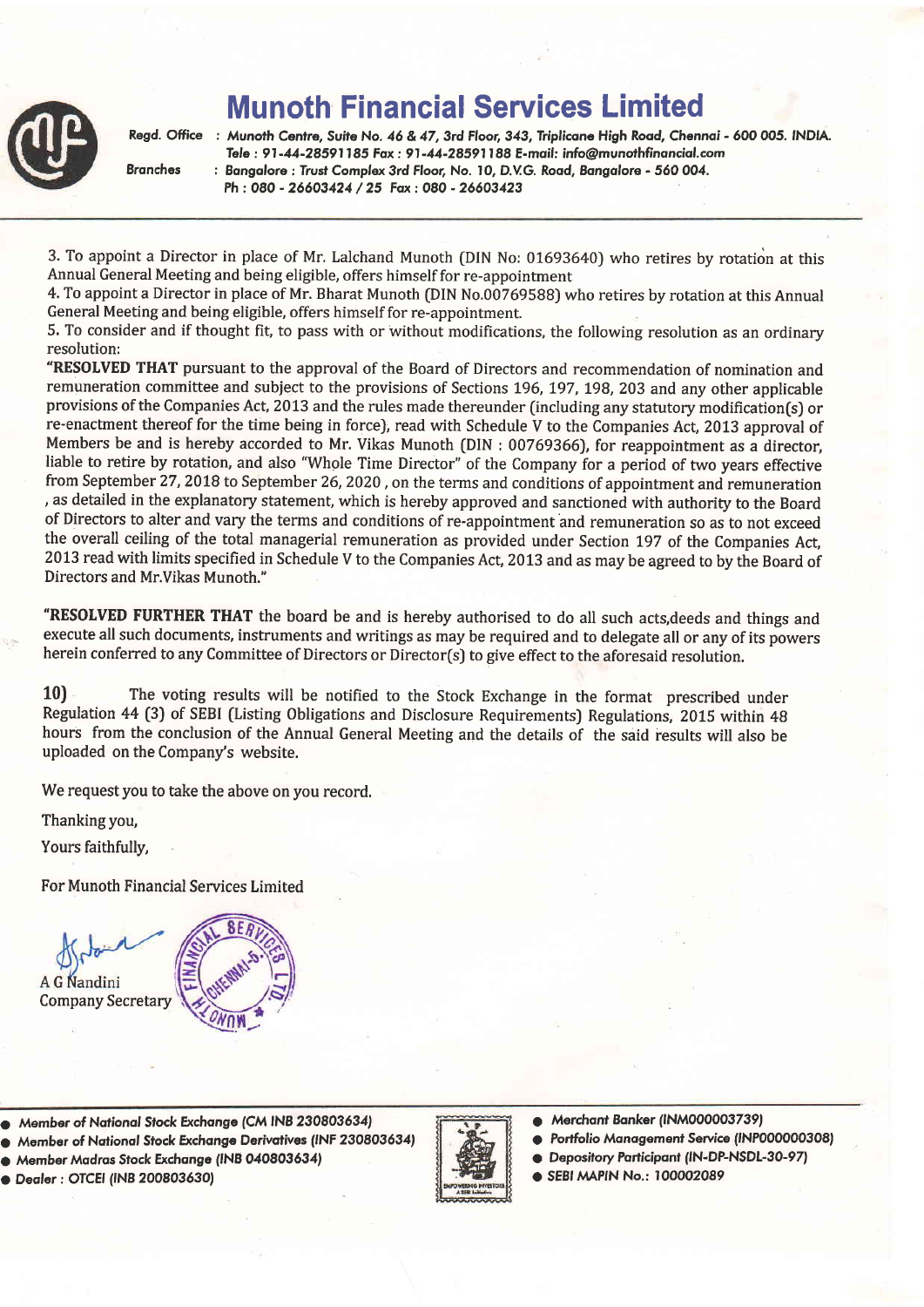# Munoth Financial Services Limited

Regd. Office : Munoth Centre, Suite No. 46 & 47, 3rd Floor, 343, Triplicane High Road, Chennai - 600 005. INDIA.
Tele : 91-44-28591185 Fax : 91-44-28591188 E-mail: info@munothfinancial.com

Branches : Bangalore : Trust Complex 3rd Floor, No. 10, D.V.G. Road, Bangalore - 560 004.
Ph : 080 - 26603424 / 25 Fax : 080 - 26603423

3. To appoint a Director in place of Mr. Lalchand Munoth (DIN No: 01693640) who retires by rotation at this Annual General Meeting and being eligible, offers himself for re-appointment

4. To appoint a Director in place of Mr. Bharat Munoth (DIN No.00769588) who retires by rotation at this Annual General Meeting and being eligible, offers himself for re-appointment.

5. To consider and if thought fit, to pass with or without modifications, the following resolution as an ordinary resolution:

"**RESOLVED THAT** pursuant to the approval of the Board of Directors and recommendation of nomination and remuneration committee and subject to the provisions of Sections 196, 197, 198, 203 and any other applicable provisions of the Companies Act, 2013 and the rules made thereunder (including any statutory modification(s) or re-enactment thereof for the time being in force), read with Schedule V to the Companies Act, 2013 approval of Members be and is hereby accorded to Mr. Vikas Munoth (DIN : 00769366), for reappointment as a director, liable to retire by rotation, and also "Whole Time Director" of the Company for a period of two years effective from September 27, 2018 to September 26, 2020 , on the terms and conditions of appointment and remuneration , as detailed in the explanatory statement, which is hereby approved and sanctioned with authority to the Board of Directors to alter and vary the terms and conditions of re-appointment and remuneration so as to not exceed the overall ceiling of the total managerial remuneration as provided under Section 197 of the Companies Act, 2013 read with limits specified in Schedule V to the Companies Act, 2013 and as may be agreed to by the Board of Directors and Mr.Vikas Munoth."

"**RESOLVED FURTHER THAT** the board be and is hereby authorised to do all such acts,deeds and things and execute all such documents, instruments and writings as may be required and to delegate all or any of its powers herein conferred to any Committee of Directors or Director(s) to give effect to the aforesaid resolution.

**10)** The voting results will be notified to the Stock Exchange in the format prescribed under Regulation 44 (3) of SEBI (Listing Obligations and Disclosure Requirements) Regulations, 2015 within 48 hours from the conclusion of the Annual General Meeting and the details of the said results will also be uploaded on the Company's website.

We request you to take the above on you record.

Thanking you,

Yours faithfully,

For Munoth Financial Services Limited

A G Nandini
Company Secretary

- Member of National Stock Exchange (CM INB 230803634)
- Member of National Stock Exchange Derivatives (INF 230803634)
- Member Madras Stock Exchange (INB 040803634)
- Dealer : OTCEI (INB 200803630)
- Merchant Banker (INM000003739)
- Portfolio Management Service (INP000000308)
- Depository Participant (IN-DP-NSDL-30-97)
- SEBI MAPIN No.: 100002089